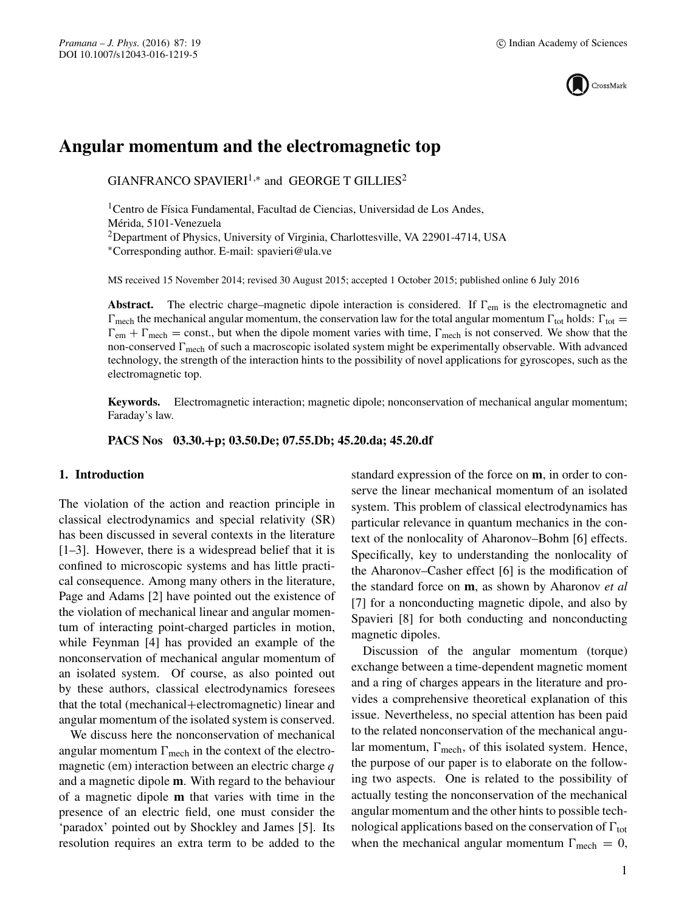# Angular momentum and the electromagnetic top

GIANFRANCO SPAVIERI[1,*] and GEORGE T GILLIES[2]

[1]Centro de Física Fundamental, Facultad de Ciencias, Universidad de Los Andes, Mérida, 5101-Venezuela
[2]Department of Physics, University of Virginia, Charlottesville, VA 22901-4714, USA
*Corresponding author. E-mail: spavieri@ula.ve

MS received 15 November 2014; revised 30 August 2015; accepted 1 October 2015; published online 6 July 2016

**Abstract.** The electric charge–magnetic dipole interaction is considered. If $\Gamma_{\rm em}$ is the electromagnetic and $\Gamma_{\rm mech}$ the mechanical angular momentum, the conservation law for the total angular momentum $\Gamma_{\rm tot}$ holds: $\Gamma_{\rm tot} = \Gamma_{\rm em} + \Gamma_{\rm mech} =$ const., but when the dipole moment varies with time, $\Gamma_{\rm mech}$ is not conserved. We show that the non-conserved $\Gamma_{\rm mech}$ of such a macroscopic isolated system might be experimentally observable. With advanced technology, the strength of the interaction hints to the possibility of novel applications for gyroscopes, such as the electromagnetic top.

**Keywords.** Electromagnetic interaction; magnetic dipole; nonconservation of mechanical angular momentum; Faraday's law.

**PACS Nos 03.30.+p; 03.50.De; 07.55.Db; 45.20.da; 45.20.df**

## 1. Introduction

The violation of the action and reaction principle in classical electrodynamics and special relativity (SR) has been discussed in several contexts in the literature [1–3]. However, there is a widespread belief that it is confined to microscopic systems and has little practical consequence. Among many others in the literature, Page and Adams [2] have pointed out the existence of the violation of mechanical linear and angular momentum of interacting point-charged particles in motion, while Feynman [4] has provided an example of the nonconservation of mechanical angular momentum of an isolated system. Of course, as also pointed out by these authors, classical electrodynamics foresees that the total (mechanical+electromagnetic) linear and angular momentum of the isolated system is conserved.

We discuss here the nonconservation of mechanical angular momentum $\Gamma_{\rm mech}$ in the context of the electromagnetic (em) interaction between an electric charge $q$ and a magnetic dipole $\mathbf{m}$. With regard to the behaviour of a magnetic dipole $\mathbf{m}$ that varies with time in the presence of an electric field, one must consider the 'paradox' pointed out by Shockley and James [5]. Its resolution requires an extra term to be added to the standard expression of the force on $\mathbf{m}$, in order to conserve the linear mechanical momentum of an isolated system. This problem of classical electrodynamics has particular relevance in quantum mechanics in the context of the nonlocality of Aharonov–Bohm [6] effects. Specifically, key to understanding the nonlocality of the Aharonov–Casher effect [6] is the modification of the standard force on $\mathbf{m}$, as shown by Aharonov *et al* [7] for a nonconducting magnetic dipole, and also by Spavieri [8] for both conducting and nonconducting magnetic dipoles.

Discussion of the angular momentum (torque) exchange between a time-dependent magnetic moment and a ring of charges appears in the literature and provides a comprehensive theoretical explanation of this issue. Nevertheless, no special attention has been paid to the related nonconservation of the mechanical angular momentum, $\Gamma_{\rm mech}$, of this isolated system. Hence, the purpose of our paper is to elaborate on the following two aspects. One is related to the possibility of actually testing the nonconservation of the mechanical angular momentum and the other hints to possible technological applications based on the conservation of $\Gamma_{\rm tot}$ when the mechanical angular momentum $\Gamma_{\rm mech} = 0$,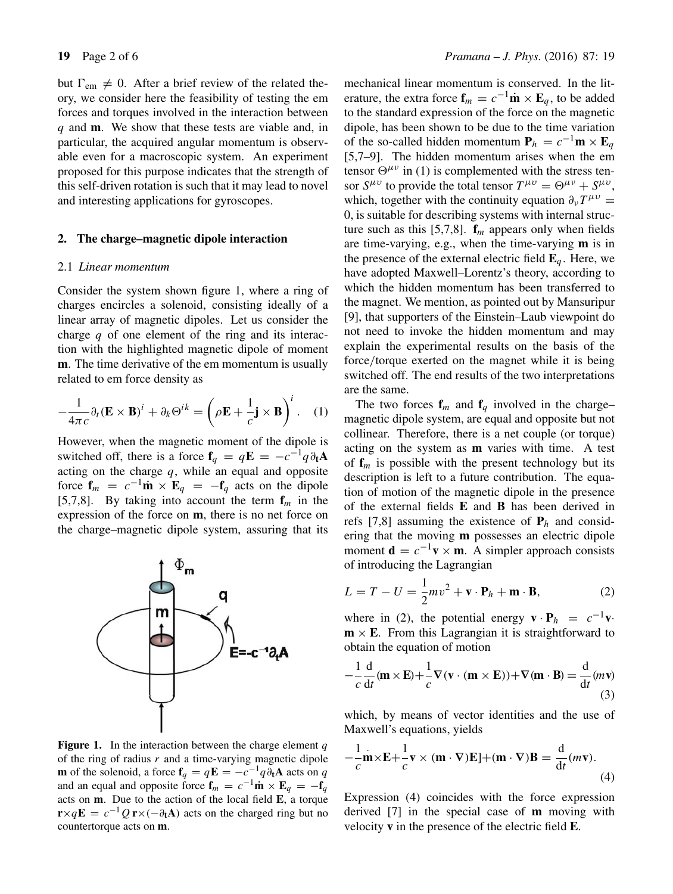but $\Gamma_{\text{em}} \neq 0$. After a brief review of the related theory, we consider here the feasibility of testing the em forces and torques involved in the interaction between $q$ and $\mathbf{m}$. We show that these tests are viable and, in particular, the acquired angular momentum is observable even for a macroscopic system. An experiment proposed for this purpose indicates that the strength of this self-driven rotation is such that it may lead to novel and interesting applications for gyroscopes.

## 2. The charge–magnetic dipole interaction

### 2.1 *Linear momentum*

Consider the system shown figure 1, where a ring of charges encircles a solenoid, consisting ideally of a linear array of magnetic dipoles. Let us consider the charge $q$ of one element of the ring and its interaction with the highlighted magnetic dipole of moment $\mathbf{m}$. The time derivative of the em momentum is usually related to em force density as

$$-\frac{1}{4\pi c}\partial_t(\mathbf{E}\times\mathbf{B})^i + \partial_k\Theta^{ik} = \left(\rho\mathbf{E} + \frac{1}{c}\mathbf{j}\times\mathbf{B}\right)^i. \quad (1)$$

However, when the magnetic moment of the dipole is switched off, there is a force $\mathbf{f}_q = q\mathbf{E} = -c^{-1}q\partial_t\mathbf{A}$ acting on the charge $q$, while an equal and opposite force $\mathbf{f}_m = c^{-1}\dot{\mathbf{m}}\times\mathbf{E}_q = -\mathbf{f}_q$ acts on the dipole [5,7,8]. By taking into account the term $\mathbf{f}_m$ in the expression of the force on $\mathbf{m}$, there is no net force on the charge–magnetic dipole system, assuring that its mechanical linear momentum is conserved. In the literature, the extra force $\mathbf{f}_m = c^{-1}\dot{\mathbf{m}}\times\mathbf{E}_q$, to be added to the standard expression of the force on the magnetic dipole, has been shown to be due to the time variation of the so-called hidden momentum $\mathbf{P}_h = c^{-1}\mathbf{m}\times\mathbf{E}_q$ [5,7–9]. The hidden momentum arises when the em tensor $\Theta^{\mu\upsilon}$ in (1) is complemented with the stress tensor $S^{\mu\upsilon}$ to provide the total tensor $T^{\mu\upsilon} = \Theta^{\mu\upsilon} + S^{\mu\upsilon}$, which, together with the continuity equation $\partial_\upsilon T^{\mu\upsilon} = 0$, is suitable for describing systems with internal structure such as this [5,7,8]. $\mathbf{f}_m$ appears only when fields are time-varying, e.g., when the time-varying $\mathbf{m}$ is in the presence of the external electric field $\mathbf{E}_q$. Here, we have adopted Maxwell–Lorentz's theory, according to which the hidden momentum has been transferred to the magnet. We mention, as pointed out by Mansuripur [9], that supporters of the Einstein–Laub viewpoint do not need to invoke the hidden momentum and may explain the experimental results on the basis of the force/torque exerted on the magnet while it is being switched off. The end results of the two interpretations are the same.

Figure 1. In the interaction between the charge element $q$ of the ring of radius $r$ and a time-varying magnetic dipole $\mathbf{m}$ of the solenoid, a force $\mathbf{f}_q = q\mathbf{E} = -c^{-1}q\partial_t\mathbf{A}$ acts on $q$ and an equal and opposite force $\mathbf{f}_m = c^{-1}\dot{\mathbf{m}}\times\mathbf{E}_q = -\mathbf{f}_q$ acts on $\mathbf{m}$. Due to the action of the local field $\mathbf{E}$, a torque $\mathbf{r}\times q\mathbf{E} = c^{-1}Q\,\mathbf{r}\times(-\partial_t\mathbf{A})$ acts on the charged ring but no countertorque acts on $\mathbf{m}$.

The two forces $\mathbf{f}_m$ and $\mathbf{f}_q$ involved in the charge–magnetic dipole system, are equal and opposite but not collinear. Therefore, there is a net couple (or torque) acting on the system as $\mathbf{m}$ varies with time. A test of $\mathbf{f}_m$ is possible with the present technology but its description is left to a future contribution. The equation of motion of the magnetic dipole in the presence of the external fields $\mathbf{E}$ and $\mathbf{B}$ has been derived in refs [7,8] assuming the existence of $\mathbf{P}_h$ and considering that the moving $\mathbf{m}$ possesses an electric dipole moment $\mathbf{d} = c^{-1}\mathbf{v}\times\mathbf{m}$. A simpler approach consists of introducing the Lagrangian

$$L = T - U = \frac{1}{2}mv^2 + \mathbf{v}\cdot\mathbf{P}_h + \mathbf{m}\cdot\mathbf{B}, \quad (2)$$

where in (2), the potential energy $\mathbf{v}\cdot\mathbf{P}_h = c^{-1}\mathbf{v}\cdot\mathbf{m}\times\mathbf{E}$. From this Lagrangian it is straightforward to obtain the equation of motion

$$-\frac{1}{c}\frac{\mathrm{d}}{\mathrm{d}t}(\mathbf{m}\times\mathbf{E}) + \frac{1}{c}\nabla(\mathbf{v}\cdot(\mathbf{m}\times\mathbf{E})) + \nabla(\mathbf{m}\cdot\mathbf{B}) = \frac{\mathrm{d}}{\mathrm{d}t}(m\mathbf{v}) \quad (3)$$

which, by means of vector identities and the use of Maxwell's equations, yields

$$-\frac{1}{c}\dot{\mathbf{m}}\times\mathbf{E} + \frac{1}{c}\mathbf{v}\times(\mathbf{m}\cdot\nabla)\mathbf{E}] + (\mathbf{m}\cdot\nabla)\mathbf{B} = \frac{\mathrm{d}}{\mathrm{d}t}(m\mathbf{v}). \quad (4)$$

Expression (4) coincides with the force expression derived [7] in the special case of $\mathbf{m}$ moving with velocity $\mathbf{v}$ in the presence of the electric field $\mathbf{E}$.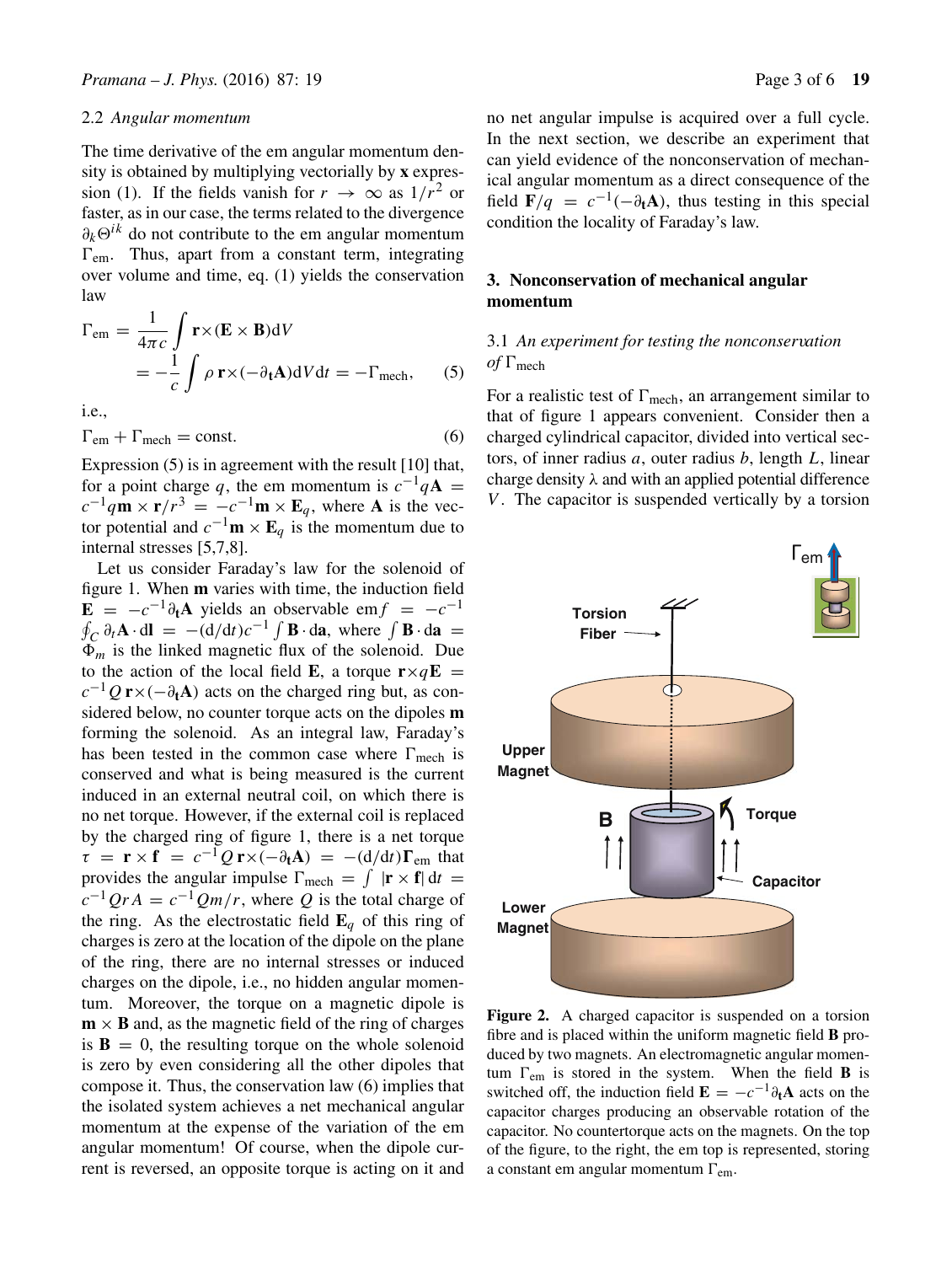### 2.2 *Angular momentum*

The time derivative of the em angular momentum density is obtained by multiplying vectorially by **x** expression (1). If the fields vanish for $r \to \infty$ as $1/r^2$ or faster, as in our case, the terms related to the divergence $\partial_k \Theta^{ik}$ do not contribute to the em angular momentum $\Gamma_{\text{em}}$. Thus, apart from a constant term, integrating over volume and time, eq. (1) yields the conservation law

$$\Gamma_{\text{em}} = \frac{1}{4\pi c} \int \mathbf{r} \times (\mathbf{E} \times \mathbf{B}) \mathrm{d}V$$
$$= -\frac{1}{c} \int \rho \, \mathbf{r} \times (-\partial_{\mathbf{t}} \mathbf{A}) \mathrm{d}V \mathrm{d}t = -\Gamma_{\text{mech}}, \quad (5)$$

i.e.,

$$\Gamma_{\text{em}} + \Gamma_{\text{mech}} = \text{const.} \quad (6)$$

Expression (5) is in agreement with the result [10] that, for a point charge $q$, the em momentum is $c^{-1} q \mathbf{A} = c^{-1} q \mathbf{m} \times \mathbf{r}/r^3 = -c^{-1} \mathbf{m} \times \mathbf{E}_q$, where $\mathbf{A}$ is the vector potential and $c^{-1} \mathbf{m} \times \mathbf{E}_q$ is the momentum due to internal stresses [5,7,8].

Let us consider Faraday's law for the solenoid of figure 1. When $\mathbf{m}$ varies with time, the induction field $\mathbf{E} = -c^{-1} \partial_{\mathbf{t}} \mathbf{A}$ yields an observable em$f = -c^{-1} \oint_C \partial_t \mathbf{A} \cdot \mathrm{d}\mathbf{l} = -(\mathrm{d}/\mathrm{d}t) c^{-1} \int \mathbf{B} \cdot \mathrm{d}\mathbf{a}$, where $\int \mathbf{B} \cdot \mathrm{d}\mathbf{a} = \Phi_m$ is the linked magnetic flux of the solenoid. Due to the action of the local field $\mathbf{E}$, a torque $\mathbf{r} \times q \mathbf{E} = c^{-1} Q \, \mathbf{r} \times (-\partial_{\mathbf{t}} \mathbf{A})$ acts on the charged ring but, as considered below, no counter torque acts on the dipoles $\mathbf{m}$ forming the solenoid. As an integral law, Faraday's has been tested in the common case where $\Gamma_{\text{mech}}$ is conserved and what is being measured is the current induced in an external neutral coil, on which there is no net torque. However, if the external coil is replaced by the charged ring of figure 1, there is a net torque $\tau = \mathbf{r} \times \mathbf{f} = c^{-1} Q \, \mathbf{r} \times (-\partial_{\mathbf{t}} \mathbf{A}) = -(\mathrm{d}/\mathrm{d}t) \boldsymbol{\Gamma}_{\text{em}}$ that provides the angular impulse $\Gamma_{\text{mech}} = \int |\mathbf{r} \times \mathbf{f}| \, \mathrm{d}t = c^{-1} Q r A = c^{-1} Q m/r$, where $Q$ is the total charge of the ring. As the electrostatic field $\mathbf{E}_q$ of this ring of charges is zero at the location of the dipole on the plane of the ring, there are no internal stresses or induced charges on the dipole, i.e., no hidden angular momentum. Moreover, the torque on a magnetic dipole is $\mathbf{m} \times \mathbf{B}$ and, as the magnetic field of the ring of charges is $\mathbf{B} = 0$, the resulting torque on the whole solenoid is zero by even considering all the other dipoles that compose it. Thus, the conservation law (6) implies that the isolated system achieves a net mechanical angular momentum at the expense of the variation of the em angular momentum! Of course, when the dipole current is reversed, an opposite torque is acting on it and no net angular impulse is acquired over a full cycle. In the next section, we describe an experiment that can yield evidence of the nonconservation of mechanical angular momentum as a direct consequence of the field $\mathbf{F}/q = c^{-1}(-\partial_{\mathbf{t}} \mathbf{A})$, thus testing in this special condition the locality of Faraday's law.

## 3. Nonconservation of mechanical angular momentum

### 3.1 *An experiment for testing the nonconservation of* $\Gamma_{\text{mech}}$

For a realistic test of $\Gamma_{\text{mech}}$, an arrangement similar to that of figure 1 appears convenient. Consider then a charged cylindrical capacitor, divided into vertical sectors, of inner radius $a$, outer radius $b$, length $L$, linear charge density $\lambda$ and with an applied potential difference $V$. The capacitor is suspended vertically by a torsion

**Figure 2.** A charged capacitor is suspended on a torsion fibre and is placed within the uniform magnetic field $\mathbf{B}$ produced by two magnets. An electromagnetic angular momentum $\Gamma_{\text{em}}$ is stored in the system. When the field $\mathbf{B}$ is switched off, the induction field $\mathbf{E} = -c^{-1} \partial_{\mathbf{t}} \mathbf{A}$ acts on the capacitor charges producing an observable rotation of the capacitor. No countertorque acts on the magnets. On the top of the figure, to the right, the em top is represented, storing a constant em angular momentum $\Gamma_{\text{em}}$.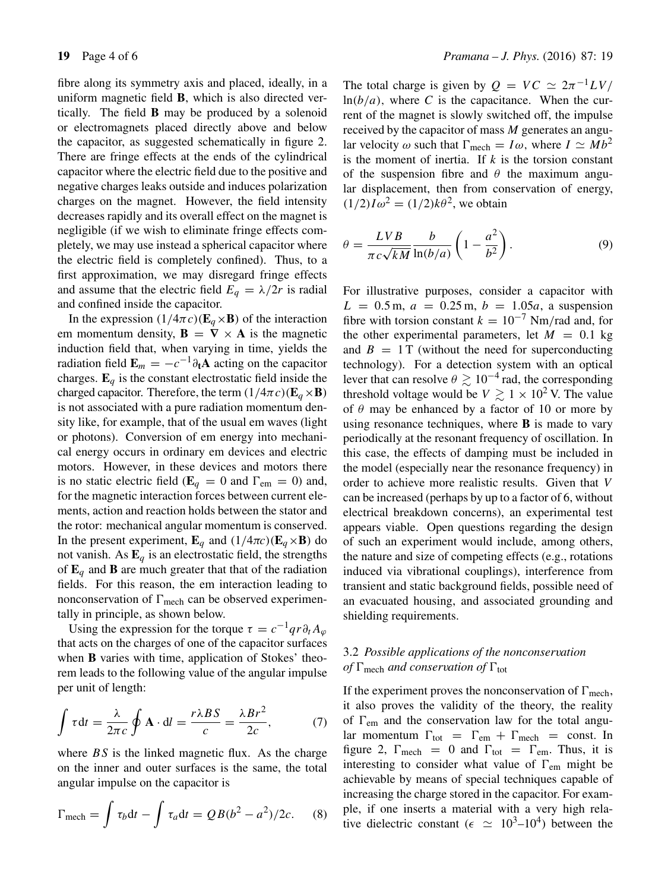fibre along its symmetry axis and placed, ideally, in a uniform magnetic field **B**, which is also directed vertically. The field **B** may be produced by a solenoid or electromagnets placed directly above and below the capacitor, as suggested schematically in figure 2. There are fringe effects at the ends of the cylindrical capacitor where the electric field due to the positive and negative charges leaks outside and induces polarization charges on the magnet. However, the field intensity decreases rapidly and its overall effect on the magnet is negligible (if we wish to eliminate fringe effects completely, we may use instead a spherical capacitor where the electric field is completely confined). Thus, to a first approximation, we may disregard fringe effects and assume that the electric field $E_q = \lambda/2r$ is radial and confined inside the capacitor.

In the expression $(1/4\pi c)(\mathbf{E}_q \times \mathbf{B})$ of the interaction em momentum density, $\mathbf{B} = \nabla \times \mathbf{A}$ is the magnetic induction field that, when varying in time, yields the radiation field $\mathbf{E}_m = -c^{-1}\partial_t \mathbf{A}$ acting on the capacitor charges. $\mathbf{E}_q$ is the constant electrostatic field inside the charged capacitor. Therefore, the term $(1/4\pi c)(\mathbf{E}_q \times \mathbf{B})$ is not associated with a pure radiation momentum density like, for example, that of the usual em waves (light or photons). Conversion of em energy into mechanical energy occurs in ordinary em devices and electric motors. However, in these devices and motors there is no static electric field ($\mathbf{E}_q = 0$ and $\Gamma_{\text{em}} = 0$) and, for the magnetic interaction forces between current elements, action and reaction holds between the stator and the rotor: mechanical angular momentum is conserved. In the present experiment, $\mathbf{E}_q$ and $(1/4\pi c)(\mathbf{E}_q \times \mathbf{B})$ do not vanish. As $\mathbf{E}_q$ is an electrostatic field, the strengths of $\mathbf{E}_q$ and $\mathbf{B}$ are much greater that that of the radiation fields. For this reason, the em interaction leading to nonconservation of $\Gamma_{\text{mech}}$ can be observed experimentally in principle, as shown below.

Using the expression for the torque $\tau = c^{-1} q r \partial_t A_\varphi$ that acts on the charges of one of the capacitor surfaces when **B** varies with time, application of Stokes' theorem leads to the following value of the angular impulse per unit of length:

$$\int \tau \, \mathrm{d}t = \frac{\lambda}{2\pi c} \oint \mathbf{A} \cdot \mathrm{d}l = \frac{r\lambda BS}{c} = \frac{\lambda B r^2}{2c}, \qquad (7)$$

where $BS$ is the linked magnetic flux. As the charge on the inner and outer surfaces is the same, the total angular impulse on the capacitor is

$$\Gamma_{\text{mech}} = \int \tau_b \mathrm{d}t - \int \tau_a \mathrm{d}t = QB(b^2 - a^2)/2c. \qquad (8)$$

The total charge is given by $Q = VC \simeq 2\pi^{-1} LV/\ln(b/a)$, where $C$ is the capacitance. When the current of the magnet is slowly switched off, the impulse received by the capacitor of mass $M$ generates an angular velocity $\omega$ such that $\Gamma_{\text{mech}} = I\omega$, where $I \simeq Mb^2$ is the moment of inertia. If $k$ is the torsion constant of the suspension fibre and $\theta$ the maximum angular displacement, then from conservation of energy, $(1/2)I\omega^2 = (1/2)k\theta^2$, we obtain

$$\theta = \frac{LVB}{\pi c\sqrt{kM}} \frac{b}{\ln(b/a)} \left(1 - \frac{a^2}{b^2}\right). \qquad (9)$$

For illustrative purposes, consider a capacitor with $L = 0.5$ m, $a = 0.25$ m, $b = 1.05a$, a suspension fibre with torsion constant $k = 10^{-7}$ Nm/rad and, for the other experimental parameters, let $M = 0.1$ kg and $B = 1$ T (without the need for superconducting technology). For a detection system with an optical lever that can resolve $\theta \gtrsim 10^{-4}$ rad, the corresponding threshold voltage would be $V \gtrsim 1 \times 10^2$ V. The value of $\theta$ may be enhanced by a factor of 10 or more by using resonance techniques, where **B** is made to vary periodically at the resonant frequency of oscillation. In this case, the effects of damping must be included in the model (especially near the resonance frequency) in order to achieve more realistic results. Given that $V$ can be increased (perhaps by up to a factor of 6, without electrical breakdown concerns), an experimental test appears viable. Open questions regarding the design of such an experiment would include, among others, the nature and size of competing effects (e.g., rotations induced via vibrational couplings), interference from transient and static background fields, possible need of an evacuated housing, and associated grounding and shielding requirements.

### 3.2 *Possible applications of the nonconservation of $\Gamma_{\text{mech}}$ and conservation of $\Gamma_{\text{tot}}$*

If the experiment proves the nonconservation of $\Gamma_{\text{mech}}$, it also proves the validity of the theory, the reality of $\Gamma_{\text{em}}$ and the conservation law for the total angular momentum $\Gamma_{\text{tot}} = \Gamma_{\text{em}} + \Gamma_{\text{mech}} = $ const. In figure 2, $\Gamma_{\text{mech}} = 0$ and $\Gamma_{\text{tot}} = \Gamma_{\text{em}}$. Thus, it is interesting to consider what value of $\Gamma_{\text{em}}$ might be achievable by means of special techniques capable of increasing the charge stored in the capacitor. For example, if one inserts a material with a very high relative dielectric constant ($\epsilon \simeq 10^3$–$10^4$) between the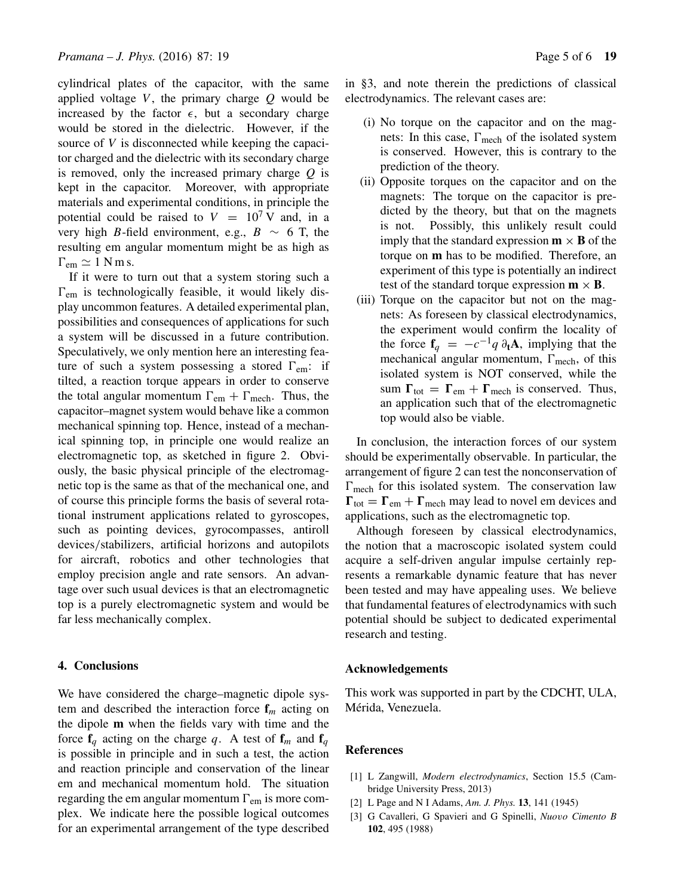cylindrical plates of the capacitor, with the same applied voltage $V$, the primary charge $Q$ would be increased by the factor $\epsilon$, but a secondary charge would be stored in the dielectric. However, if the source of $V$ is disconnected while keeping the capacitor charged and the dielectric with its secondary charge is removed, only the increased primary charge $Q$ is kept in the capacitor. Moreover, with appropriate materials and experimental conditions, in principle the potential could be raised to $V = 10^7$ V and, in a very high $B$-field environment, e.g., $B \sim 6$ T, the resulting em angular momentum might be as high as $\Gamma_{\text{em}} \simeq 1$ N m s.

If it were to turn out that a system storing such a $\Gamma_{\text{em}}$ is technologically feasible, it would likely display uncommon features. A detailed experimental plan, possibilities and consequences of applications for such a system will be discussed in a future contribution. Speculatively, we only mention here an interesting feature of such a system possessing a stored $\Gamma_{\text{em}}$: if tilted, a reaction torque appears in order to conserve the total angular momentum $\Gamma_{\text{em}} + \Gamma_{\text{mech}}$. Thus, the capacitor–magnet system would behave like a common mechanical spinning top. Hence, instead of a mechanical spinning top, in principle one would realize an electromagnetic top, as sketched in figure 2. Obviously, the basic physical principle of the electromagnetic top is the same as that of the mechanical one, and of course this principle forms the basis of several rotational instrument applications related to gyroscopes, such as pointing devices, gyrocompasses, antiroll devices/stabilizers, artificial horizons and autopilots for aircraft, robotics and other technologies that employ precision angle and rate sensors. An advantage over such usual devices is that an electromagnetic top is a purely electromagnetic system and would be far less mechanically complex.

## 4. Conclusions

We have considered the charge–magnetic dipole system and described the interaction force $\mathbf{f}_m$ acting on the dipole $\mathbf{m}$ when the fields vary with time and the force $\mathbf{f}_q$ acting on the charge $q$. A test of $\mathbf{f}_m$ and $\mathbf{f}_q$ is possible in principle and in such a test, the action and reaction principle and conservation of the linear em and mechanical momentum hold. The situation regarding the em angular momentum $\Gamma_{\text{em}}$ is more complex. We indicate here the possible logical outcomes for an experimental arrangement of the type described in §3, and note therein the predictions of classical electrodynamics. The relevant cases are:

- (i) No torque on the capacitor and on the magnets: In this case, $\Gamma_{\text{mech}}$ of the isolated system is conserved. However, this is contrary to the prediction of the theory.
- (ii) Opposite torques on the capacitor and on the magnets: The torque on the capacitor is predicted by the theory, but that on the magnets is not. Possibly, this unlikely result could imply that the standard expression $\mathbf{m} \times \mathbf{B}$ of the torque on $\mathbf{m}$ has to be modified. Therefore, an experiment of this type is potentially an indirect test of the standard torque expression $\mathbf{m} \times \mathbf{B}$.
- (iii) Torque on the capacitor but not on the magnets: As foreseen by classical electrodynamics, the experiment would confirm the locality of the force $\mathbf{f}_q = -c^{-1} q\, \partial_t \mathbf{A}$, implying that the mechanical angular momentum, $\Gamma_{\text{mech}}$, of this isolated system is NOT conserved, while the sum $\boldsymbol{\Gamma}_{\text{tot}} = \boldsymbol{\Gamma}_{\text{em}} + \boldsymbol{\Gamma}_{\text{mech}}$ is conserved. Thus, an application such that of the electromagnetic top would also be viable.

In conclusion, the interaction forces of our system should be experimentally observable. In particular, the arrangement of figure 2 can test the nonconservation of $\Gamma_{\text{mech}}$ for this isolated system. The conservation law $\boldsymbol{\Gamma}_{\text{tot}} = \boldsymbol{\Gamma}_{\text{em}} + \boldsymbol{\Gamma}_{\text{mech}}$ may lead to novel em devices and applications, such as the electromagnetic top.

Although foreseen by classical electrodynamics, the notion that a macroscopic isolated system could acquire a self-driven angular impulse certainly represents a remarkable dynamic feature that has never been tested and may have appealing uses. We believe that fundamental features of electrodynamics with such potential should be subject to dedicated experimental research and testing.

## Acknowledgements

This work was supported in part by the CDCHT, ULA, Mérida, Venezuela.

## References

[1] L Zangwill, *Modern electrodynamics*, Section 15.5 (Cambridge University Press, 2013)

[2] L Page and N I Adams, *Am. J. Phys.* **13**, 141 (1945)

[3] G Cavalleri, G Spavieri and G Spinelli, *Nuovo Cimento B* **102**, 495 (1988)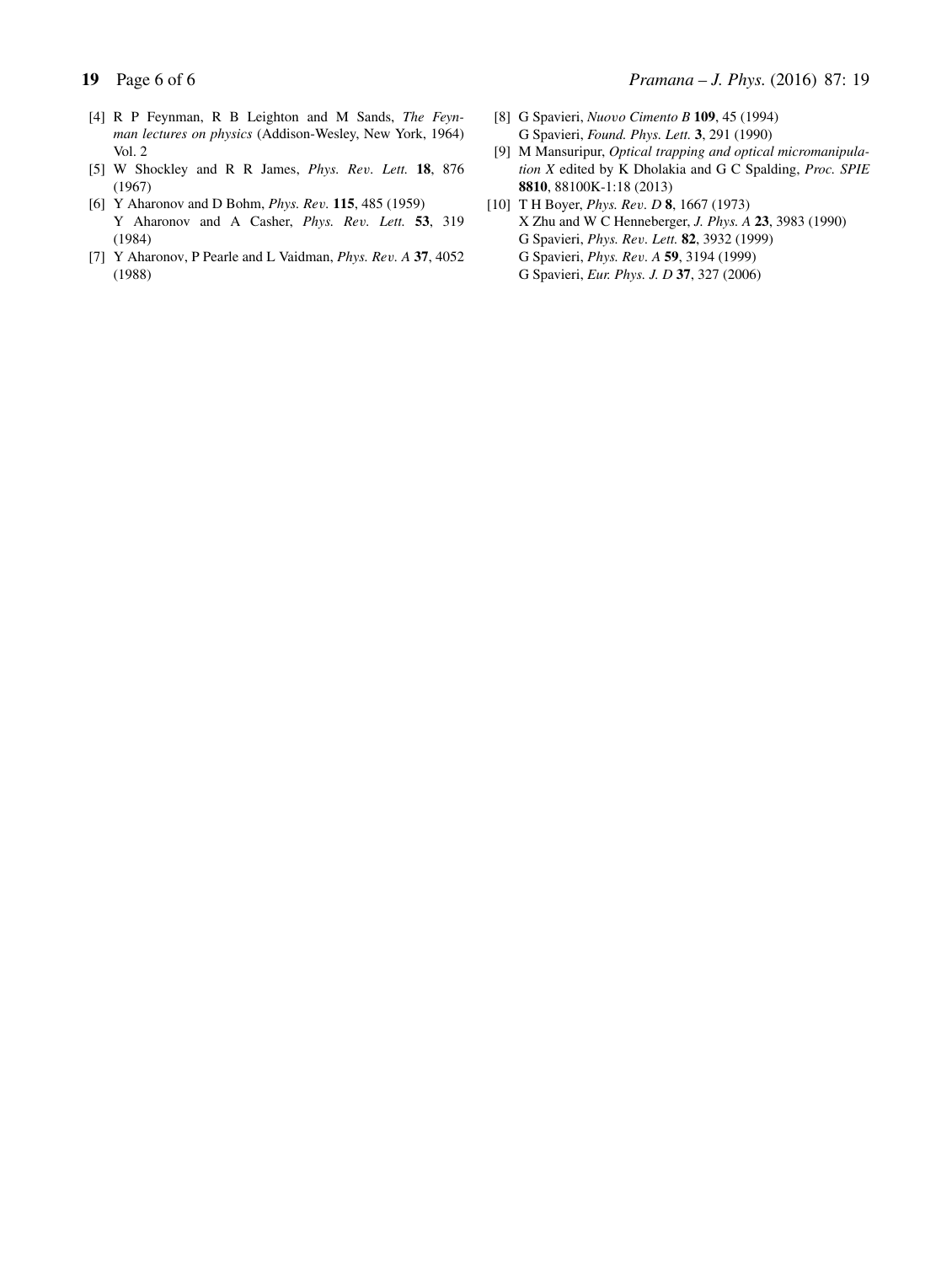[4] R P Feynman, R B Leighton and M Sands, *The Feynman lectures on physics* (Addison-Wesley, New York, 1964) Vol. 2

[5] W Shockley and R R James, *Phys. Rev. Lett.* **18**, 876 (1967)

[6] Y Aharonov and D Bohm, *Phys. Rev.* **115**, 485 (1959)
Y Aharonov and A Casher, *Phys. Rev. Lett.* **53**, 319 (1984)

[7] Y Aharonov, P Pearle and L Vaidman, *Phys. Rev. A* **37**, 4052 (1988)

[8] G Spavieri, *Nuovo Cimento B* **109**, 45 (1994)
G Spavieri, *Found. Phys. Lett.* **3**, 291 (1990)

[9] M Mansuripur, *Optical trapping and optical micromanipulation X* edited by K Dholakia and G C Spalding, *Proc. SPIE* **8810**, 88100K-1:18 (2013)

[10] T H Boyer, *Phys. Rev. D* **8**, 1667 (1973)
X Zhu and W C Henneberger, *J. Phys. A* **23**, 3983 (1990)
G Spavieri, *Phys. Rev. Lett.* **82**, 3932 (1999)
G Spavieri, *Phys. Rev. A* **59**, 3194 (1999)
G Spavieri, *Eur. Phys. J. D* **37**, 327 (2006)